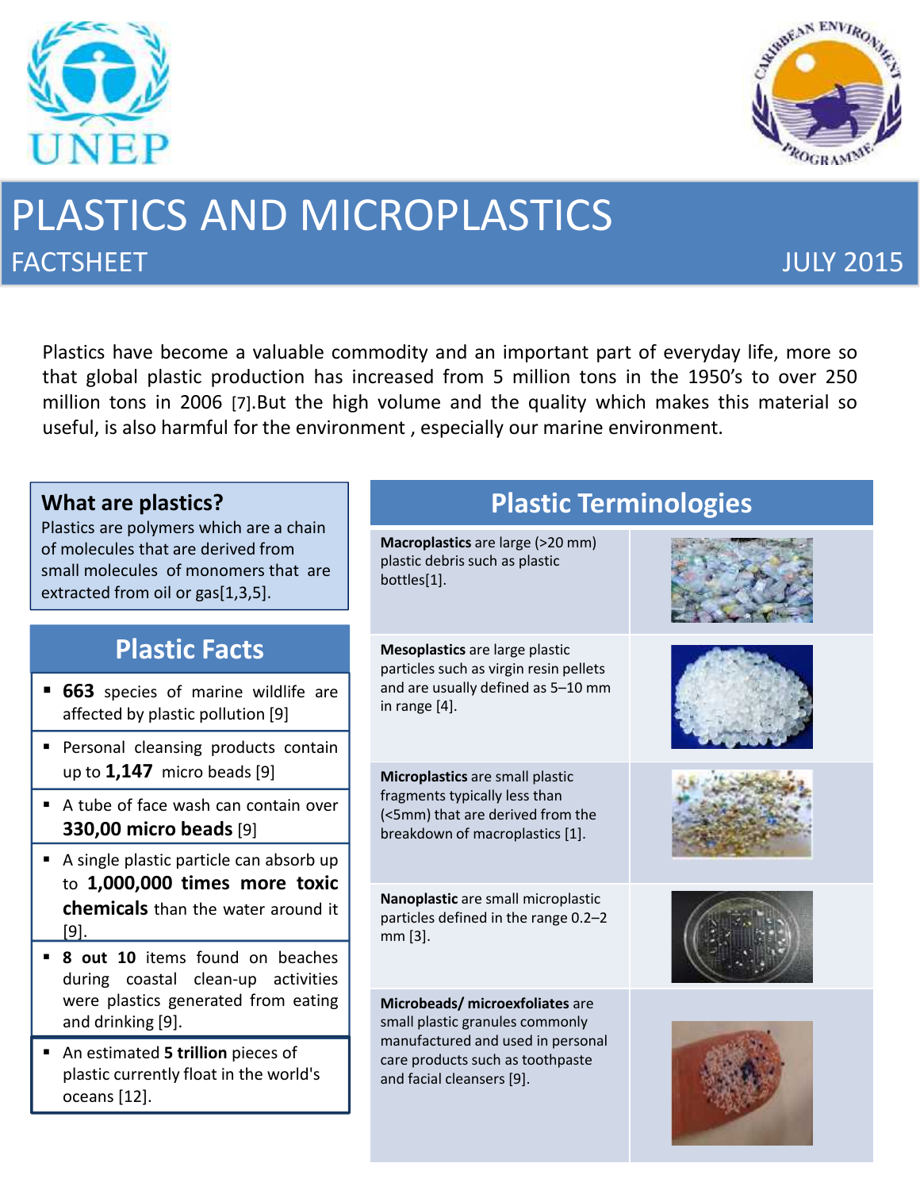# PLASTICS AND MICROPLASTICS

FACTSHEET

JULY 2015

Plastics have become a valuable commodity and an important part of everyday life, more so that global plastic production has increased from 5 million tons in the 1950's to over 250 million tons in 2006 [7].But the high volume and the quality which makes this material so useful, is also harmful for the environment , especially our marine environment.

## What are plastics?

Plastics are polymers which are a chain of molecules that are derived from small molecules of monomers that are extracted from oil or gas[1,3,5].

## Plastic Facts

- **663** species of marine wildlife are affected by plastic pollution [9]
- Personal cleansing products contain up to **1,147** micro beads [9]
- A tube of face wash can contain over **330,00 micro beads** [9]
- A single plastic particle can absorb up to **1,000,000 times more toxic chemicals** than the water around it [9].
- **8 out 10** items found on beaches during coastal clean-up activities were plastics generated from eating and drinking [9].
- An estimated **5 trillion** pieces of plastic currently float in the world's oceans [12].

## Plastic Terminologies

**Macroplastics** are large (>20 mm) plastic debris such as plastic bottles[1].

**Mesoplastics** are large plastic particles such as virgin resin pellets and are usually defined as 5–10 mm in range [4].

**Microplastics** are small plastic fragments typically less than (<5mm) that are derived from the breakdown of macroplastics [1].

**Nanoplastic** are small microplastic particles defined in the range 0.2–2 mm [3].

**Microbeads/ microexfoliates** are small plastic granules commonly manufactured and used in personal care products such as toothpaste and facial cleansers [9].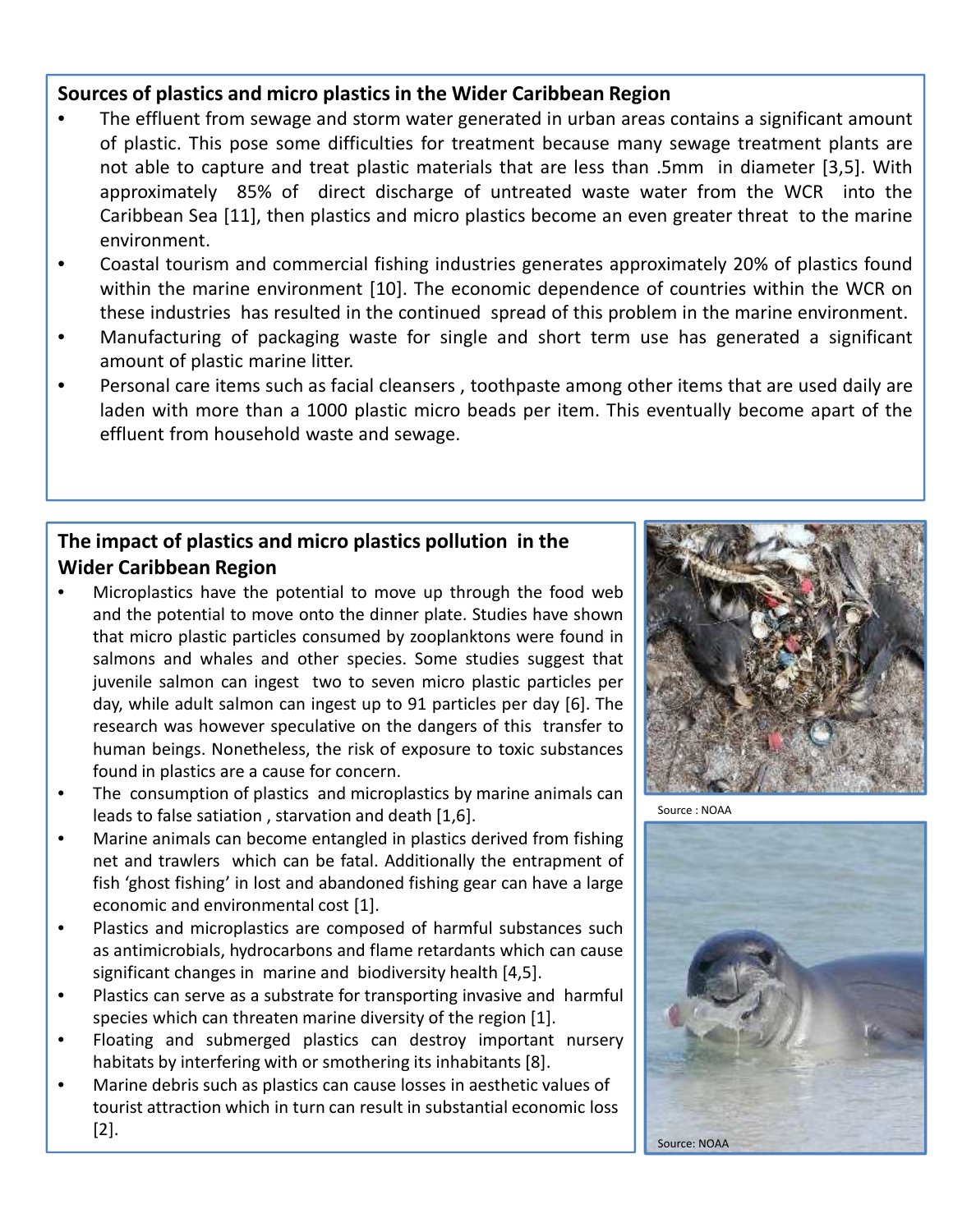## Sources of plastics and micro plastics in the Wider Caribbean Region

- The effluent from sewage and storm water generated in urban areas contains a significant amount of plastic. This pose some difficulties for treatment because many sewage treatment plants are not able to capture and treat plastic materials that are less than .5mm in diameter [3,5]. With approximately 85% of direct discharge of untreated waste water from the WCR into the Caribbean Sea [11], then plastics and micro plastics become an even greater threat to the marine environment.
- Coastal tourism and commercial fishing industries generates approximately 20% of plastics found within the marine environment [10]. The economic dependence of countries within the WCR on these industries has resulted in the continued spread of this problem in the marine environment.
- Manufacturing of packaging waste for single and short term use has generated a significant amount of plastic marine litter.
- Personal care items such as facial cleansers , toothpaste among other items that are used daily are laden with more than a 1000 plastic micro beads per item. This eventually become apart of the effluent from household waste and sewage.

## The impact of plastics and micro plastics pollution in the Wider Caribbean Region

- Microplastics have the potential to move up through the food web and the potential to move onto the dinner plate. Studies have shown that micro plastic particles consumed by zooplanktons were found in salmons and whales and other species. Some studies suggest that juvenile salmon can ingest two to seven micro plastic particles per day, while adult salmon can ingest up to 91 particles per day [6]. The research was however speculative on the dangers of this transfer to human beings. Nonetheless, the risk of exposure to toxic substances found in plastics are a cause for concern.
- The consumption of plastics and microplastics by marine animals can leads to false satiation , starvation and death [1,6].
- Marine animals can become entangled in plastics derived from fishing net and trawlers which can be fatal. Additionally the entrapment of fish 'ghost fishing' in lost and abandoned fishing gear can have a large economic and environmental cost [1].
- Plastics and microplastics are composed of harmful substances such as antimicrobials, hydrocarbons and flame retardants which can cause significant changes in marine and biodiversity health [4,5].
- Plastics can serve as a substrate for transporting invasive and harmful species which can threaten marine diversity of the region [1].
- Floating and submerged plastics can destroy important nursery habitats by interfering with or smothering its inhabitants [8].
- Marine debris such as plastics can cause losses in aesthetic values of tourist attraction which in turn can result in substantial economic loss [2].

Source : NOAA

Source: NOAA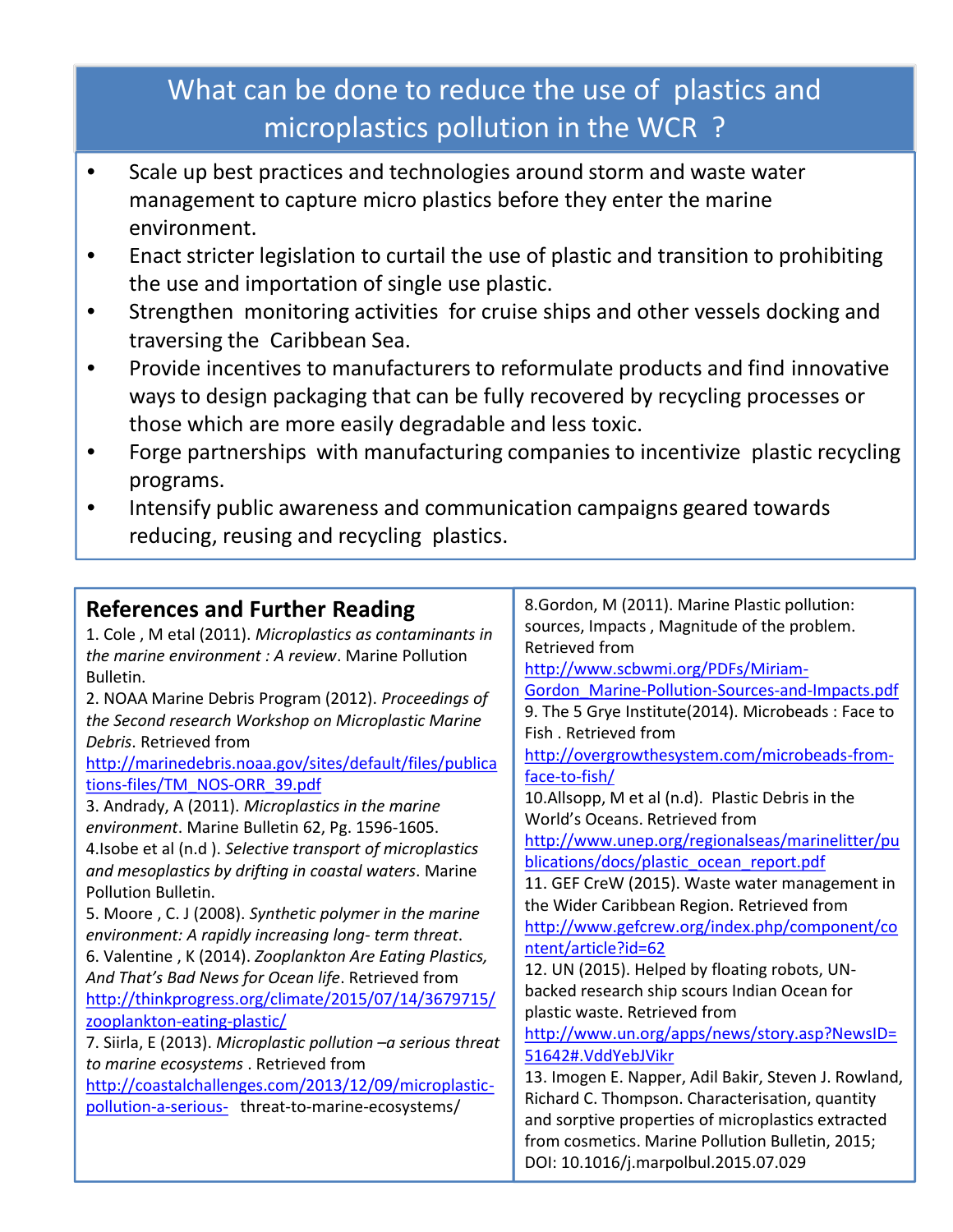## What can be done to reduce the use of plastics and microplastics pollution in the WCR ?

- Scale up best practices and technologies around storm and waste water management to capture micro plastics before they enter the marine environment.
- Enact stricter legislation to curtail the use of plastic and transition to prohibiting the use and importation of single use plastic.
- Strengthen monitoring activities for cruise ships and other vessels docking and traversing the Caribbean Sea.
- Provide incentives to manufacturers to reformulate products and find innovative ways to design packaging that can be fully recovered by recycling processes or those which are more easily degradable and less toxic.
- Forge partnerships with manufacturing companies to incentivize plastic recycling programs.
- Intensify public awareness and communication campaigns geared towards reducing, reusing and recycling plastics.

## References and Further Reading

1. Cole , M etal (2011). *Microplastics as contaminants in the marine environment : A review*. Marine Pollution Bulletin.
2. NOAA Marine Debris Program (2012). *Proceedings of the Second research Workshop on Microplastic Marine Debris*. Retrieved from http://marinedebris.noaa.gov/sites/default/files/publications-files/TM_NOS-ORR_39.pdf
3. Andrady, A (2011). *Microplastics in the marine environment*. Marine Bulletin 62, Pg. 1596-1605.
4. Isobe et al (n.d ). *Selective transport of microplastics and mesoplastics by drifting in coastal waters*. Marine Pollution Bulletin.
5. Moore , C. J (2008). *Synthetic polymer in the marine environment: A rapidly increasing long- term threat*.
6. Valentine , K (2014). *Zooplankton Are Eating Plastics, And That's Bad News for Ocean life*. Retrieved from http://thinkprogress.org/climate/2015/07/14/3679715/zooplankton-eating-plastic/
7. Siirla, E (2013). *Microplastic pollution –a serious threat to marine ecosystems* . Retrieved from http://coastalchallenges.com/2013/12/09/microplastic-pollution-a-serious- threat-to-marine-ecosystems/
8. Gordon, M (2011). Marine Plastic pollution: sources, Impacts , Magnitude of the problem. Retrieved from http://www.scbwmi.org/PDFs/Miriam-Gordon_Marine-Pollution-Sources-and-Impacts.pdf
9. The 5 Grye Institute(2014). Microbeads : Face to Fish . Retrieved from http://overgrowthesystem.com/microbeads-from-face-to-fish/
10. Allsopp, M et al (n.d). Plastic Debris in the World's Oceans. Retrieved from http://www.unep.org/regionalseas/marinelitter/publications/docs/plastic_ocean_report.pdf
11. GEF CreW (2015). Waste water management in the Wider Caribbean Region. Retrieved from http://www.gefcrew.org/index.php/component/content/article?id=62
12. UN (2015). Helped by floating robots, UN-backed research ship scours Indian Ocean for plastic waste. Retrieved from http://www.un.org/apps/news/story.asp?NewsID=51642#.VddYebJVikr
13. Imogen E. Napper, Adil Bakir, Steven J. Rowland, Richard C. Thompson. Characterisation, quantity and sorptive properties of microplastics extracted from cosmetics. Marine Pollution Bulletin, 2015; DOI: 10.1016/j.marpolbul.2015.07.029